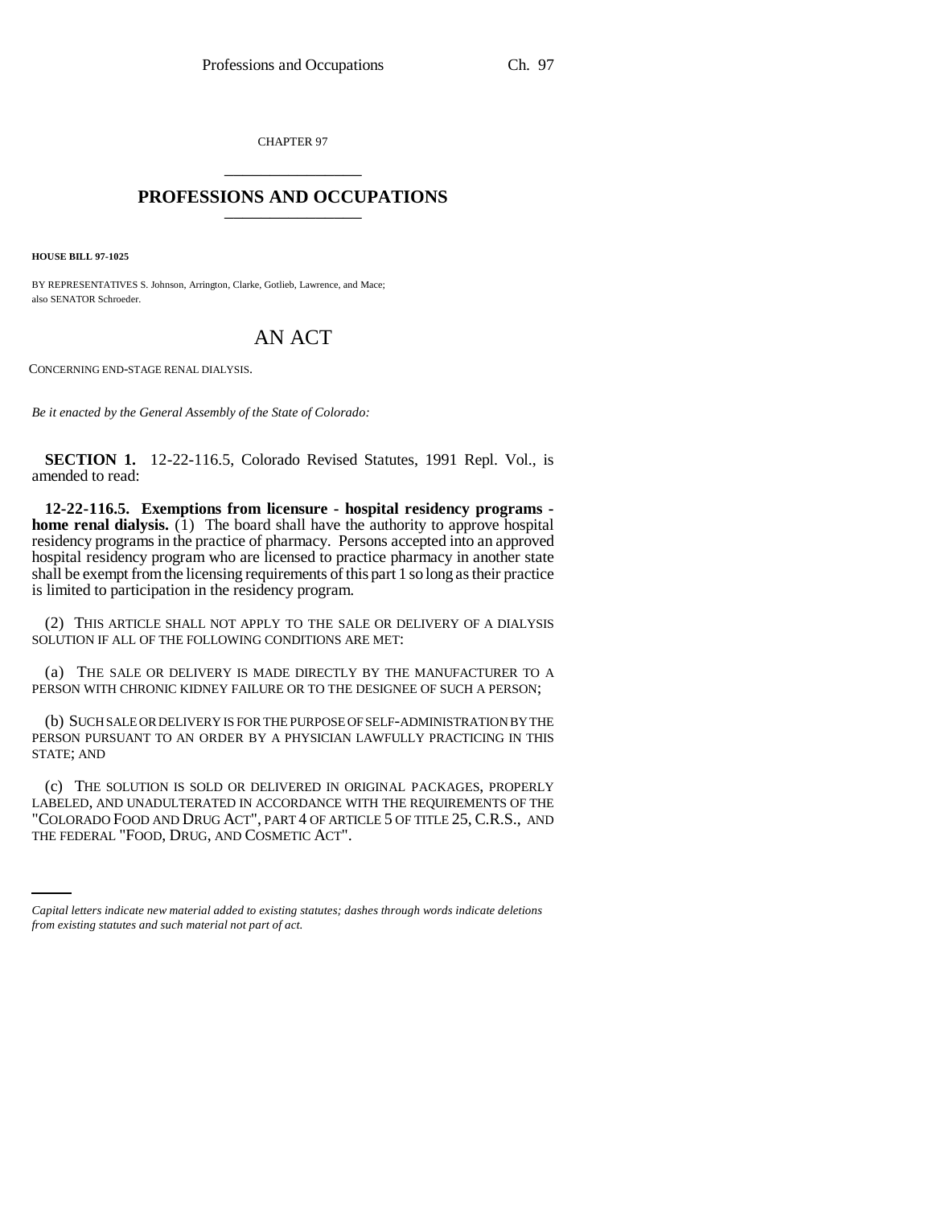CHAPTER 97

# PROFESSIONS AND OCCUPATIONS

**HOUSE BILL 97-1025**

BY REPRESENTATIVES S. Johnson, Arrington, Clarke, Gotlieb, Lawrence, and Mace;
also SENATOR Schroeder.

## AN ACT

CONCERNING END-STAGE RENAL DIALYSIS.

*Be it enacted by the General Assembly of the State of Colorado:*

**SECTION 1.** 12-22-116.5, Colorado Revised Statutes, 1991 Repl. Vol., is amended to read:

**12-22-116.5. Exemptions from licensure - hospital residency programs - home renal dialysis.** (1) The board shall have the authority to approve hospital residency programs in the practice of pharmacy. Persons accepted into an approved hospital residency program who are licensed to practice pharmacy in another state shall be exempt from the licensing requirements of this part 1 so long as their practice is limited to participation in the residency program.

(2) THIS ARTICLE SHALL NOT APPLY TO THE SALE OR DELIVERY OF A DIALYSIS SOLUTION IF ALL OF THE FOLLOWING CONDITIONS ARE MET:

(a) THE SALE OR DELIVERY IS MADE DIRECTLY BY THE MANUFACTURER TO A PERSON WITH CHRONIC KIDNEY FAILURE OR TO THE DESIGNEE OF SUCH A PERSON;

(b) SUCH SALE OR DELIVERY IS FOR THE PURPOSE OF SELF-ADMINISTRATION BY THE PERSON PURSUANT TO AN ORDER BY A PHYSICIAN LAWFULLY PRACTICING IN THIS STATE; AND

(c) THE SOLUTION IS SOLD OR DELIVERED IN ORIGINAL PACKAGES, PROPERLY LABELED, AND UNADULTERATED IN ACCORDANCE WITH THE REQUIREMENTS OF THE "COLORADO FOOD AND DRUG ACT", PART 4 OF ARTICLE 5 OF TITLE 25, C.R.S., AND THE FEDERAL "FOOD, DRUG, AND COSMETIC ACT".

*Capital letters indicate new material added to existing statutes; dashes through words indicate deletions from existing statutes and such material not part of act.*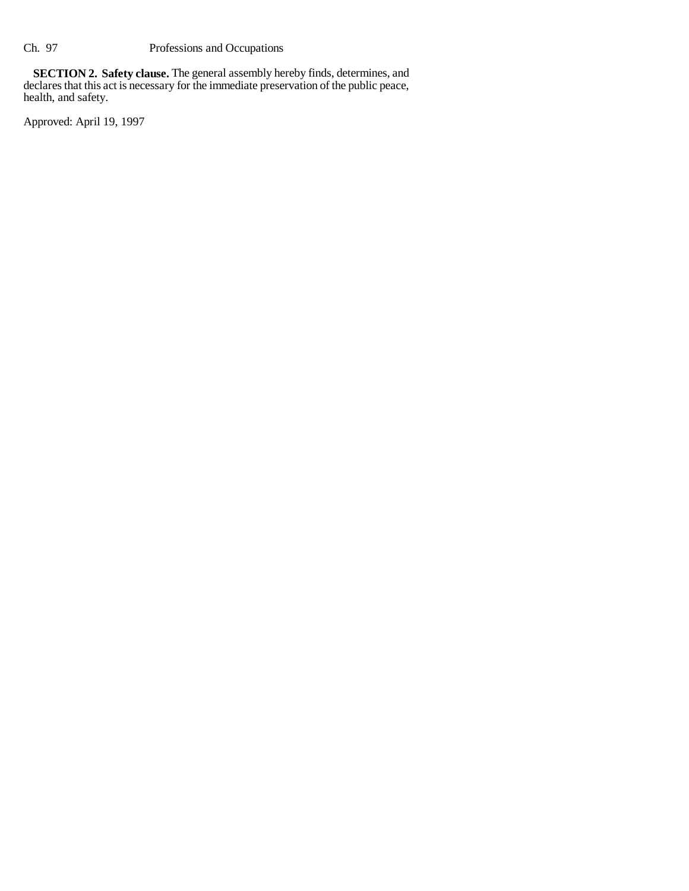**SECTION 2. Safety clause.** The general assembly hereby finds, determines, and declares that this act is necessary for the immediate preservation of the public peace, health, and safety.

Approved: April 19, 1997